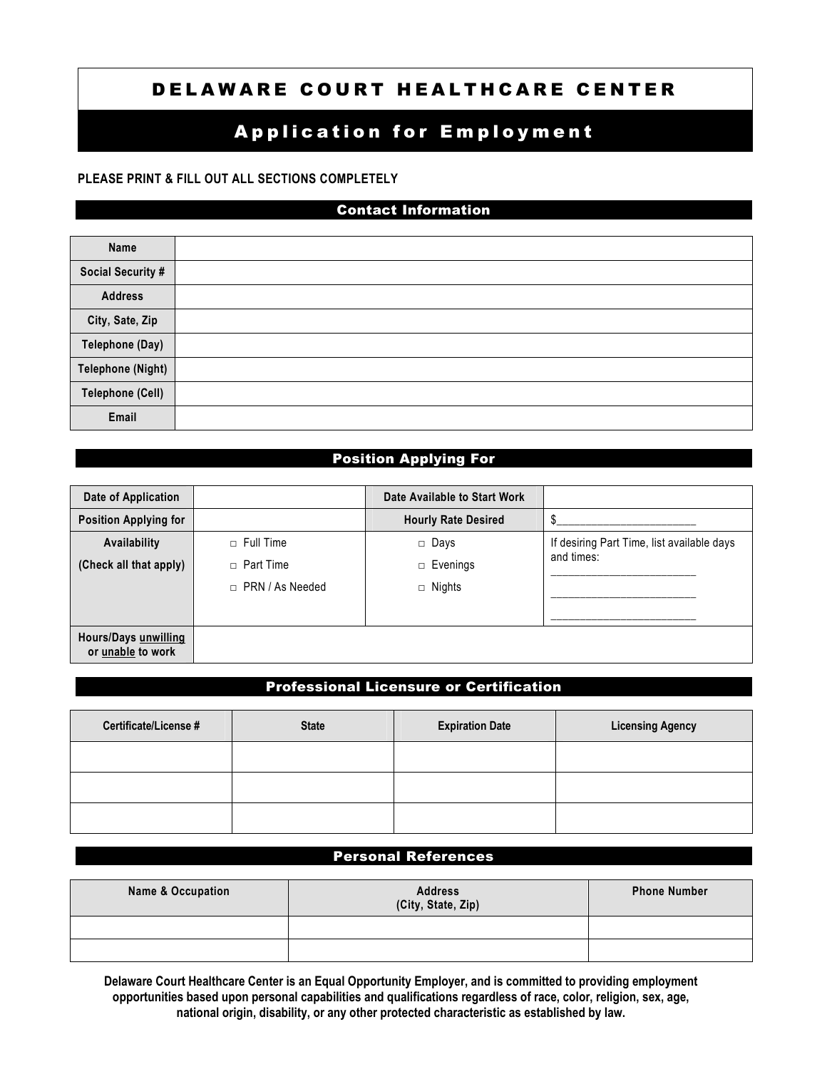# DELAWARE COURT HEALTHCARE CENTER

## Application for Employment

**PLEASE PRINT & FILL OUT ALL SECTIONS COMPLETELY**

### Contact Information

| | |
|---|---|
| **Name** | |
| **Social Security #** | |
| **Address** | |
| **City, Sate, Zip** | |
| **Telephone (Day)** | |
| **Telephone (Night)** | |
| **Telephone (Cell)** | |
| **Email** | |

### Position Applying For

| | | | |
|---|---|---|---|
| **Date of Application** | | **Date Available to Start Work** | |
| **Position Applying for** | | **Hourly Rate Desired** | $_______________________ |
| **Availability (Check all that apply)** | □ Full Time<br>□ Part Time<br>□ PRN / As Needed | □ Days<br>□ Evenings<br>□ Nights | If desiring Part Time, list available days and times:<br>________________________<br>________________________<br>________________________ |
| **Hours/Days unwilling or unable to work** | | | |

### Professional Licensure or Certification

| Certificate/License # | State | Expiration Date | Licensing Agency |
|---|---|---|---|
| | | | |
| | | | |
| | | | |

### Personal References

| Name & Occupation | Address (City, State, Zip) | Phone Number |
|---|---|---|
| | | |
| | | |

**Delaware Court Healthcare Center is an Equal Opportunity Employer, and is committed to providing employment opportunities based upon personal capabilities and qualifications regardless of race, color, religion, sex, age, national origin, disability, or any other protected characteristic as established by law.**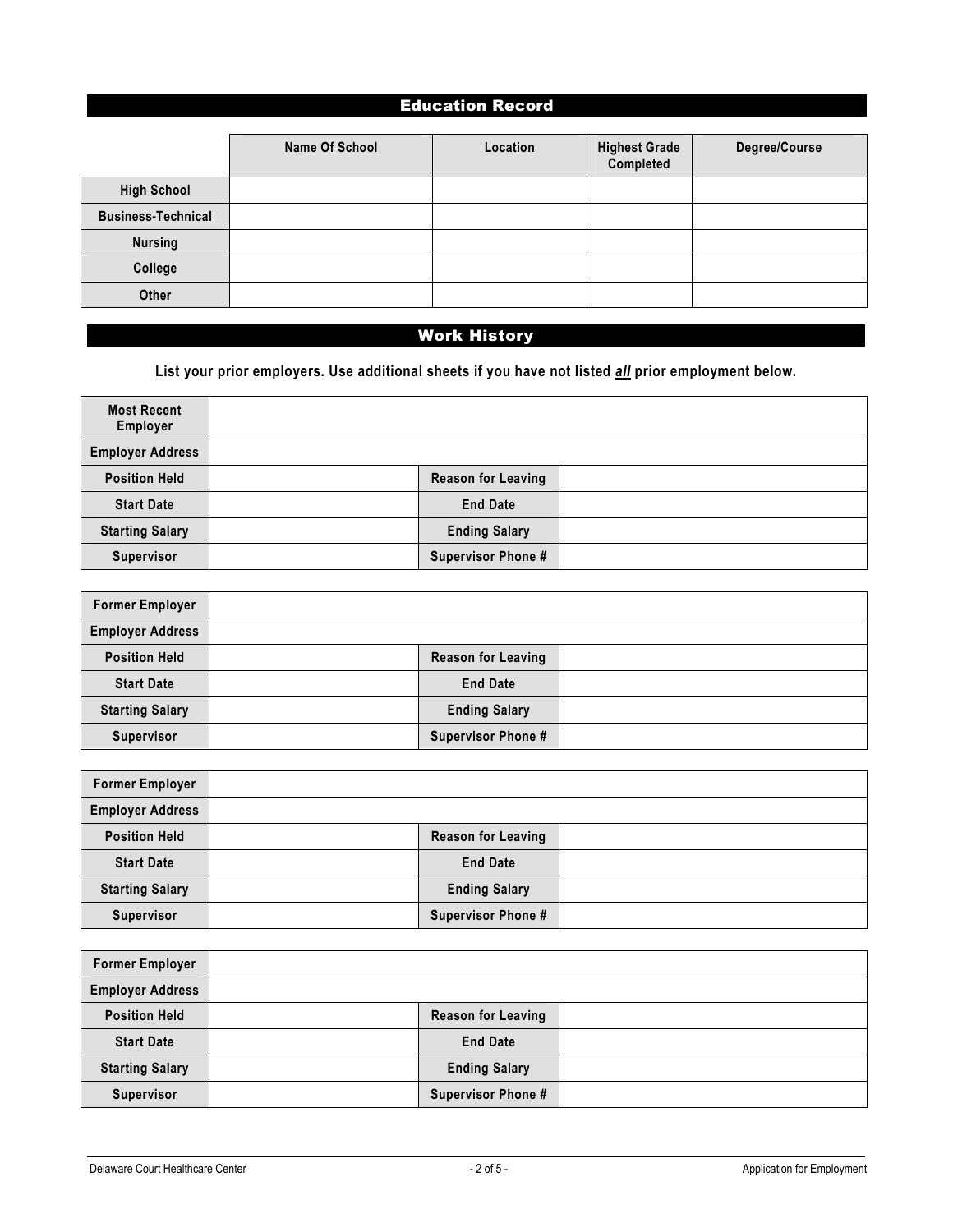## Education Record

| | Name Of School | Location | Highest Grade Completed | Degree/Course |
|---|---|---|---|---|
| **High School** | | | | |
| **Business-Technical** | | | | |
| **Nursing** | | | | |
| **College** | | | | |
| **Other** | | | | |

## Work History

**List your prior employers. Use additional sheets if you have not listed *all* prior employment below.**

| **Most Recent Employer** | | | |
|---|---|---|---|
| **Employer Address** | | | |
| **Position Held** | | **Reason for Leaving** | |
| **Start Date** | | **End Date** | |
| **Starting Salary** | | **Ending Salary** | |
| **Supervisor** | | **Supervisor Phone #** | |

| **Former Employer** | | | |
|---|---|---|---|
| **Employer Address** | | | |
| **Position Held** | | **Reason for Leaving** | |
| **Start Date** | | **End Date** | |
| **Starting Salary** | | **Ending Salary** | |
| **Supervisor** | | **Supervisor Phone #** | |

| **Former Employer** | | | |
|---|---|---|---|
| **Employer Address** | | | |
| **Position Held** | | **Reason for Leaving** | |
| **Start Date** | | **End Date** | |
| **Starting Salary** | | **Ending Salary** | |
| **Supervisor** | | **Supervisor Phone #** | |

| **Former Employer** | | | |
|---|---|---|---|
| **Employer Address** | | | |
| **Position Held** | | **Reason for Leaving** | |
| **Start Date** | | **End Date** | |
| **Starting Salary** | | **Ending Salary** | |
| **Supervisor** | | **Supervisor Phone #** | |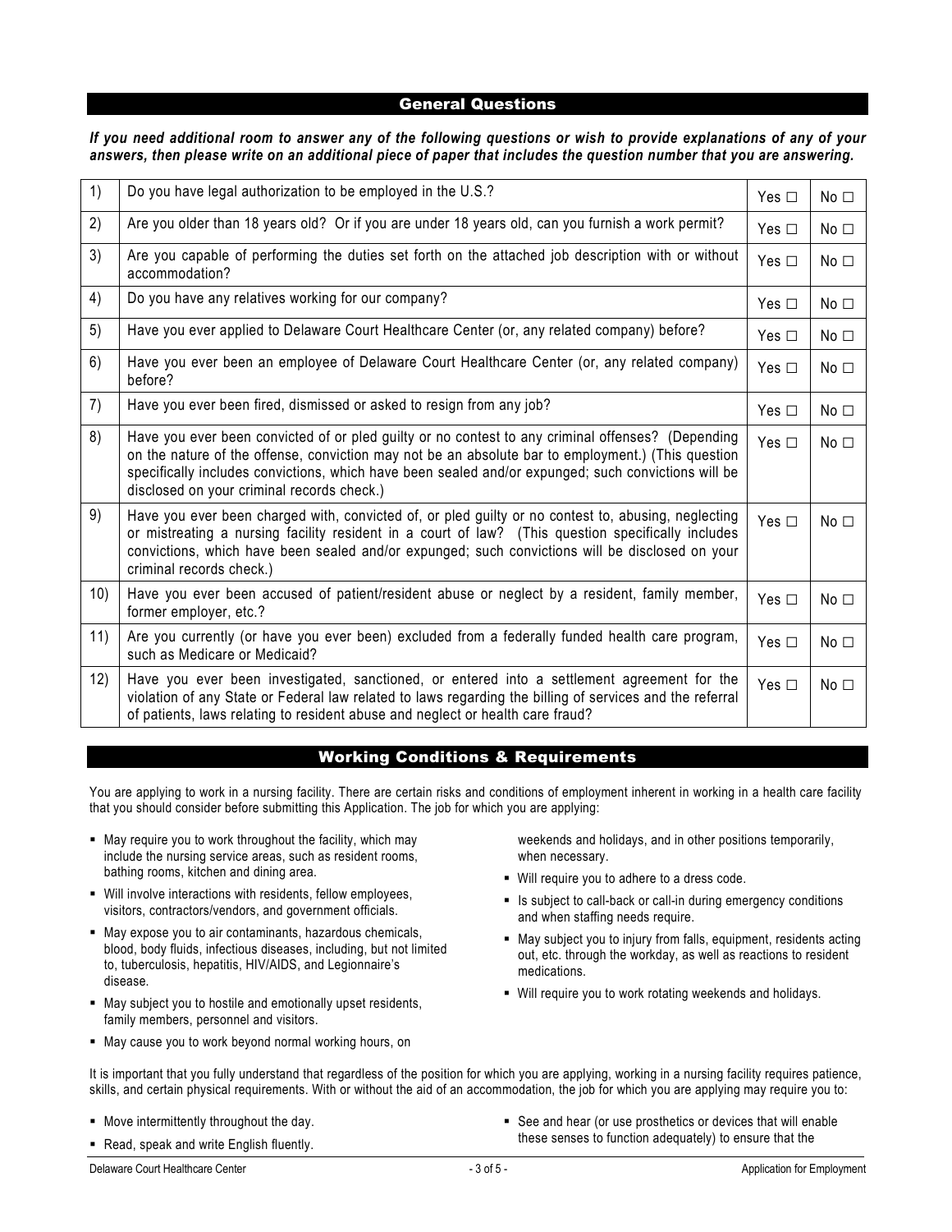## General Questions

***If you need additional room to answer any of the following questions or wish to provide explanations of any of your answers, then please write on an additional piece of paper that includes the question number that you are answering.***

| | | | |
|---|---|---|---|
| 1) | Do you have legal authorization to be employed in the U.S.? | Yes □ | No □ |
| 2) | Are you older than 18 years old? Or if you are under 18 years old, can you furnish a work permit? | Yes □ | No □ |
| 3) | Are you capable of performing the duties set forth on the attached job description with or without accommodation? | Yes □ | No □ |
| 4) | Do you have any relatives working for our company? | Yes □ | No □ |
| 5) | Have you ever applied to Delaware Court Healthcare Center (or, any related company) before? | Yes □ | No □ |
| 6) | Have you ever been an employee of Delaware Court Healthcare Center (or, any related company) before? | Yes □ | No □ |
| 7) | Have you ever been fired, dismissed or asked to resign from any job? | Yes □ | No □ |
| 8) | Have you ever been convicted of or pled guilty or no contest to any criminal offenses? (Depending on the nature of the offense, conviction may not be an absolute bar to employment.) (This question specifically includes convictions, which have been sealed and/or expunged; such convictions will be disclosed on your criminal records check.) | Yes □ | No □ |
| 9) | Have you ever been charged with, convicted of, or pled guilty or no contest to, abusing, neglecting or mistreating a nursing facility resident in a court of law? (This question specifically includes convictions, which have been sealed and/or expunged; such convictions will be disclosed on your criminal records check.) | Yes □ | No □ |
| 10) | Have you ever been accused of patient/resident abuse or neglect by a resident, family member, former employer, etc.? | Yes □ | No □ |
| 11) | Are you currently (or have you ever been) excluded from a federally funded health care program, such as Medicare or Medicaid? | Yes □ | No □ |
| 12) | Have you ever been investigated, sanctioned, or entered into a settlement agreement for the violation of any State or Federal law related to laws regarding the billing of services and the referral of patients, laws relating to resident abuse and neglect or health care fraud? | Yes □ | No □ |

## Working Conditions & Requirements

You are applying to work in a nursing facility. There are certain risks and conditions of employment inherent in working in a health care facility that you should consider before submitting this Application. The job for which you are applying:

- May require you to work throughout the facility, which may include the nursing service areas, such as resident rooms, bathing rooms, kitchen and dining area.
- Will involve interactions with residents, fellow employees, visitors, contractors/vendors, and government officials.
- May expose you to air contaminants, hazardous chemicals, blood, body fluids, infectious diseases, including, but not limited to, tuberculosis, hepatitis, HIV/AIDS, and Legionnaire's disease.
- May subject you to hostile and emotionally upset residents, family members, personnel and visitors.
- May cause you to work beyond normal working hours, on weekends and holidays, and in other positions temporarily, when necessary.
- Will require you to adhere to a dress code.
- Is subject to call-back or call-in during emergency conditions and when staffing needs require.
- May subject you to injury from falls, equipment, residents acting out, etc. through the workday, as well as reactions to resident medications.
- Will require you to work rotating weekends and holidays.

It is important that you fully understand that regardless of the position for which you are applying, working in a nursing facility requires patience, skills, and certain physical requirements. With or without the aid of an accommodation, the job for which you are applying may require you to:

- Move intermittently throughout the day.
- Read, speak and write English fluently.
- See and hear (or use prosthetics or devices that will enable these senses to function adequately) to ensure that the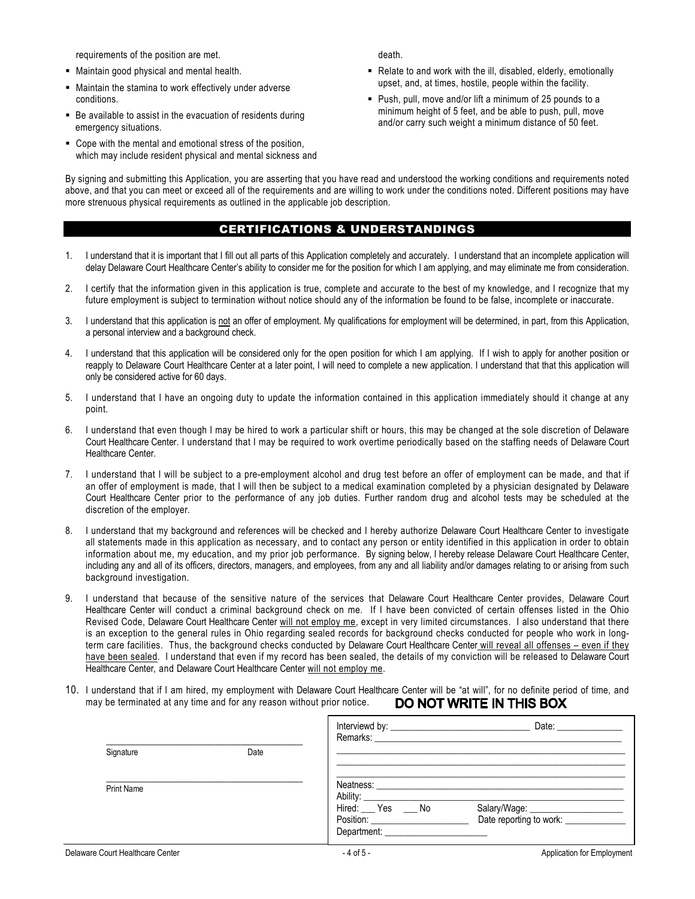requirements of the position are met.

- Maintain good physical and mental health.
- Maintain the stamina to work effectively under adverse conditions.
- Be available to assist in the evacuation of residents during emergency situations.
- Cope with the mental and emotional stress of the position, which may include resident physical and mental sickness and death.
- Relate to and work with the ill, disabled, elderly, emotionally upset, and, at times, hostile, people within the facility.
- Push, pull, move and/or lift a minimum of 25 pounds to a minimum height of 5 feet, and be able to push, pull, move and/or carry such weight a minimum distance of 50 feet.

By signing and submitting this Application, you are asserting that you have read and understood the working conditions and requirements noted above, and that you can meet or exceed all of the requirements and are willing to work under the conditions noted. Different positions may have more strenuous physical requirements as outlined in the applicable job description.

## CERTIFICATIONS & UNDERSTANDINGS

1. I understand that it is important that I fill out all parts of this Application completely and accurately. I understand that an incomplete application will delay Delaware Court Healthcare Center's ability to consider me for the position for which I am applying, and may eliminate me from consideration.
2. I certify that the information given in this application is true, complete and accurate to the best of my knowledge, and I recognize that my future employment is subject to termination without notice should any of the information be found to be false, incomplete or inaccurate.
3. I understand that this application is not an offer of employment. My qualifications for employment will be determined, in part, from this Application, a personal interview and a background check.
4. I understand that this application will be considered only for the open position for which I am applying. If I wish to apply for another position or reapply to Delaware Court Healthcare Center at a later point, I will need to complete a new application. I understand that that this application will only be considered active for 60 days.
5. I understand that I have an ongoing duty to update the information contained in this application immediately should it change at any point.
6. I understand that even though I may be hired to work a particular shift or hours, this may be changed at the sole discretion of Delaware Court Healthcare Center. I understand that I may be required to work overtime periodically based on the staffing needs of Delaware Court Healthcare Center.
7. I understand that I will be subject to a pre-employment alcohol and drug test before an offer of employment can be made, and that if an offer of employment is made, that I will then be subject to a medical examination completed by a physician designated by Delaware Court Healthcare Center prior to the performance of any job duties. Further random drug and alcohol tests may be scheduled at the discretion of the employer.
8. I understand that my background and references will be checked and I hereby authorize Delaware Court Healthcare Center to investigate all statements made in this application as necessary, and to contact any person or entity identified in this application in order to obtain information about me, my education, and my prior job performance. By signing below, I hereby release Delaware Court Healthcare Center, including any and all of its officers, directors, managers, and employees, from any and all liability and/or damages relating to or arising from such background investigation.
9. I understand that because of the sensitive nature of the services that Delaware Court Healthcare Center provides, Delaware Court Healthcare Center will conduct a criminal background check on me. If I have been convicted of certain offenses listed in the Ohio Revised Code, Delaware Court Healthcare Center will not employ me, except in very limited circumstances. I also understand that there is an exception to the general rules in Ohio regarding sealed records for background checks conducted for people who work in long-term care facilities. Thus, the background checks conducted by Delaware Court Healthcare Center will reveal all offenses – even if they have been sealed. I understand that even if my record has been sealed, the details of my conviction will be released to Delaware Court Healthcare Center, and Delaware Court Healthcare Center will not employ me.
10. I understand that if I am hired, my employment with Delaware Court Healthcare Center will be "at will", for no definite period of time, and may be terminated at any time and for any reason without prior notice.

\_\_\_\_\_\_\_\_\_\_\_\_\_\_\_\_\_\_\_\_\_\_\_\_\_\_\_\_\_\_\_\_\_\_\_\_\_\_\_\_
Signature　　　　　　　　Date

\_\_\_\_\_\_\_\_\_\_\_\_\_\_\_\_\_\_\_\_\_\_\_\_\_\_\_\_\_\_\_\_\_\_\_\_\_\_\_\_
Print Name

**DO NOT WRITE IN THIS BOX**

Interviewd by: \_\_\_\_\_\_\_\_\_\_\_\_\_\_\_\_\_\_\_\_\_\_\_\_\_\_\_\_ Date: \_\_\_\_\_\_\_\_\_\_\_\_\_
Remarks: \_\_\_\_\_\_\_\_\_\_\_\_\_\_\_\_\_\_\_\_\_\_\_\_\_\_\_\_\_\_\_\_\_\_\_\_\_\_\_\_\_\_\_\_\_\_\_\_\_\_\_\_
\_\_\_\_\_\_\_\_\_\_\_\_\_\_\_\_\_\_\_\_\_\_\_\_\_\_\_\_\_\_\_\_\_\_\_\_\_\_\_\_\_\_\_\_\_\_\_\_\_\_\_\_\_\_\_\_\_\_\_\_
\_\_\_\_\_\_\_\_\_\_\_\_\_\_\_\_\_\_\_\_\_\_\_\_\_\_\_\_\_\_\_\_\_\_\_\_\_\_\_\_\_\_\_\_\_\_\_\_\_\_\_\_\_\_\_\_\_\_\_\_
\_\_\_\_\_\_\_\_\_\_\_\_\_\_\_\_\_\_\_\_\_\_\_\_\_\_\_\_\_\_\_\_\_\_\_\_\_\_\_\_\_\_\_\_\_\_\_\_\_\_\_\_\_\_\_\_\_\_\_\_
Neatness: \_\_\_\_\_\_\_\_\_\_\_\_\_\_\_\_\_\_\_\_\_\_\_\_\_\_\_\_\_\_\_\_\_\_\_\_\_\_\_\_\_\_\_\_\_\_\_\_\_\_\_\_
Ability: \_\_\_\_\_\_\_\_\_\_\_\_\_\_\_\_\_\_\_\_\_\_\_\_\_\_\_\_\_\_\_\_\_\_\_\_\_\_\_\_\_\_\_\_\_\_\_\_\_\_\_\_\_\_
Hired: \_\_\_ Yes \_\_\_ No　　Salary/Wage: \_\_\_\_\_\_\_\_\_\_\_\_\_\_\_\_\_\_\_\_
Position: \_\_\_\_\_\_\_\_\_\_\_\_\_\_\_\_\_\_\_\_\_　Date reporting to work: \_\_\_\_\_\_\_\_\_\_\_\_\_
Department: \_\_\_\_\_\_\_\_\_\_\_\_\_\_\_\_\_\_\_\_\_\_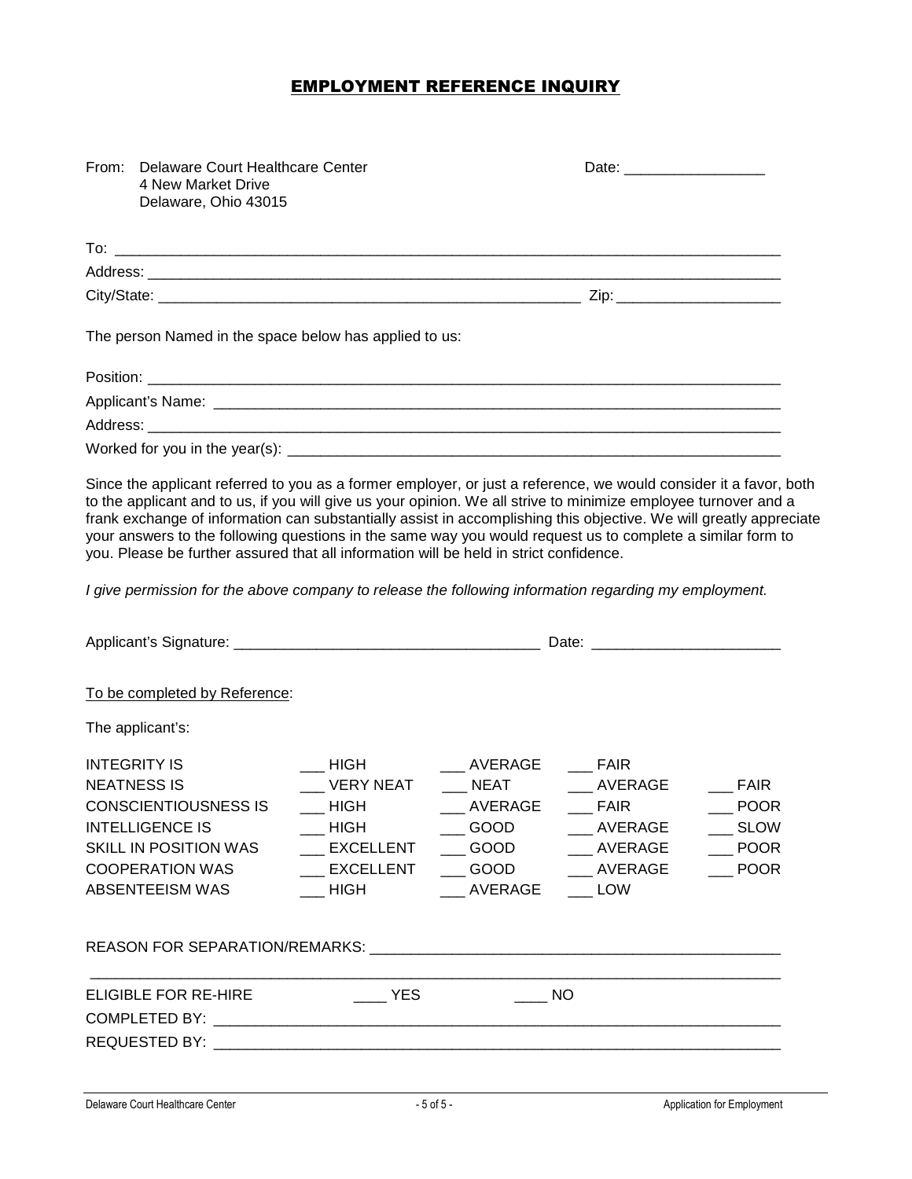# EMPLOYMENT REFERENCE INQUIRY

From: Delaware Court Healthcare Center
4 New Market Drive
Delaware, Ohio 43015

Date: _________________

To: ______________________________________________________________________________

Address: __________________________________________________________________________

City/State: ____________________________________________________ Zip: ____________________

The person Named in the space below has applied to us:

Position: _________________________________________________________________________

Applicant's Name: __________________________________________________________________

Address: __________________________________________________________________________

Worked for you in the year(s): ________________________________________________________

Since the applicant referred to you as a former employer, or just a reference, we would consider it a favor, both to the applicant and to us, if you will give us your opinion. We all strive to minimize employee turnover and a frank exchange of information can substantially assist in accomplishing this objective. We will greatly appreciate your answers to the following questions in the same way you would request us to complete a similar form to you. Please be further assured that all information will be held in strict confidence.

*I give permission for the above company to release the following information regarding my employment.*

Applicant's Signature: _____________________________________ Date: ______________________

To be completed by Reference:

The applicant's:

| | | | | |
|---|---|---|---|---|
| INTEGRITY IS | ___ HIGH | ___ AVERAGE | ___ FAIR | |
| NEATNESS IS | ___ VERY NEAT | ___ NEAT | ___ AVERAGE | ___ FAIR |
| CONSCIENTIOUSNESS IS | ___ HIGH | ___ AVERAGE | ___ FAIR | ___ POOR |
| INTELLIGENCE IS | ___ HIGH | ___ GOOD | ___ AVERAGE | ___ SLOW |
| SKILL IN POSITION WAS | ___ EXCELLENT | ___ GOOD | ___ AVERAGE | ___ POOR |
| COOPERATION WAS | ___ EXCELLENT | ___ GOOD | ___ AVERAGE | ___ POOR |
| ABSENTEEISM WAS | ___ HIGH | ___ AVERAGE | ___ LOW | |

REASON FOR SEPARATION/REMARKS: ________________________________________________

_____________________________________________________________________________________

ELIGIBLE FOR RE-HIRE ____ YES ____ NO

COMPLETED BY: ______________________________________________________________________

REQUESTED BY: ______________________________________________________________________